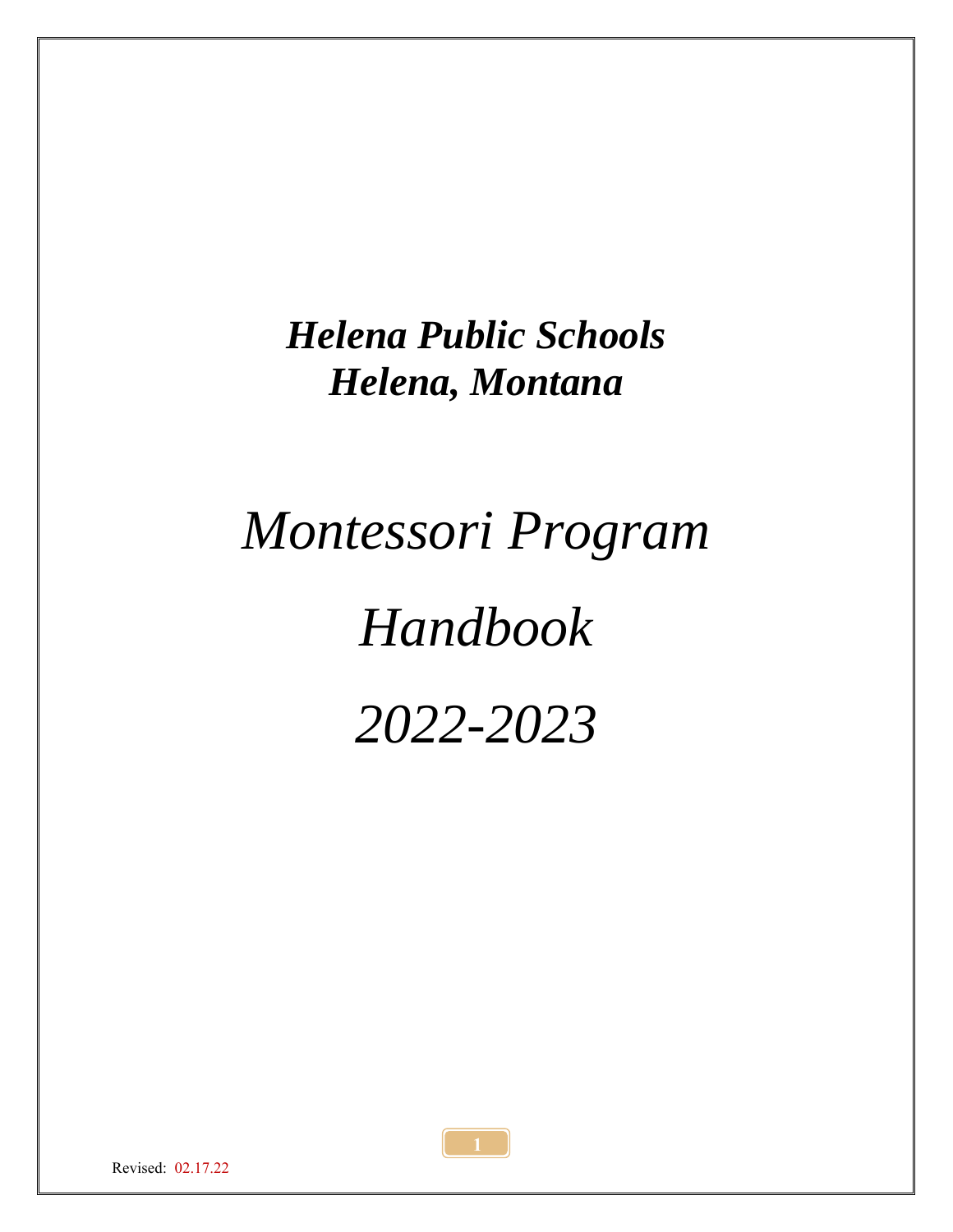***Helena Public Schools***
***Helena, Montana***

# *Montessori Program*

# *Handbook*

# *2022-2023*

Revised: 02.17.22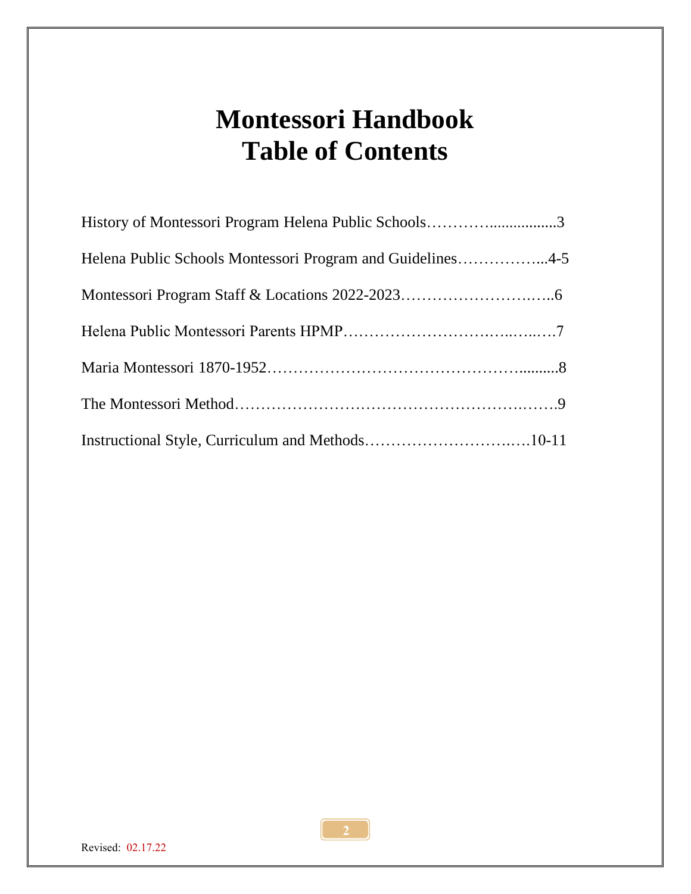# Montessori Handbook
# Table of Contents

History of Montessori Program Helena Public Schools…………................3

Helena Public Schools Montessori Program and Guidelines……………...4-5

Montessori Program Staff & Locations 2022-2023………………….…..6

Helena Public Montessori Parents HPMP………………….….…..….7

Maria Montessori 1870-1952……………………………………..........8

The Montessori Method……………………………………………….…….9

Instructional Style, Curriculum and Methods………………………..…10-11

Revised: 02.17.22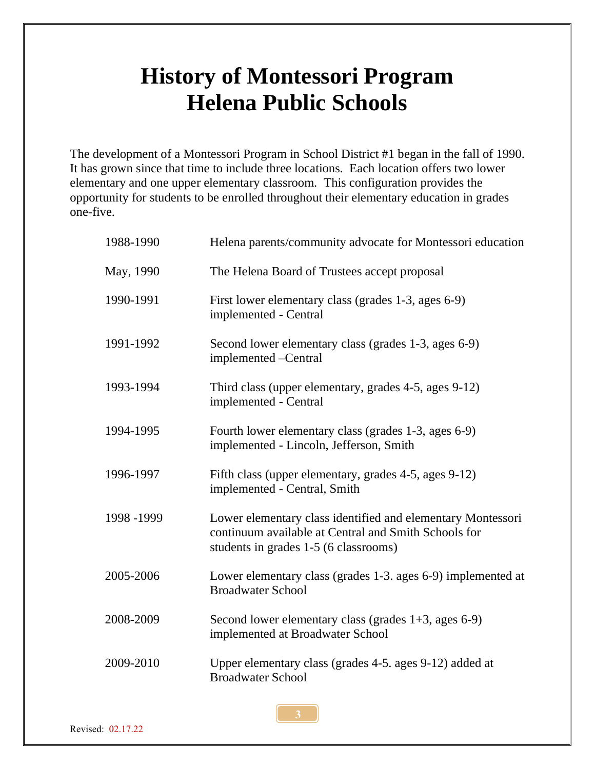# History of Montessori Program
# Helena Public Schools

The development of a Montessori Program in School District #1 began in the fall of 1990. It has grown since that time to include three locations. Each location offers two lower elementary and one upper elementary classroom. This configuration provides the opportunity for students to be enrolled throughout their elementary education in grades one-five.

| | |
|---|---|
| 1988-1990 | Helena parents/community advocate for Montessori education |
| May, 1990 | The Helena Board of Trustees accept proposal |
| 1990-1991 | First lower elementary class (grades 1-3, ages 6-9) implemented - Central |
| 1991-1992 | Second lower elementary class (grades 1-3, ages 6-9) implemented –Central |
| 1993-1994 | Third class (upper elementary, grades 4-5, ages 9-12) implemented - Central |
| 1994-1995 | Fourth lower elementary class (grades 1-3, ages 6-9) implemented - Lincoln, Jefferson, Smith |
| 1996-1997 | Fifth class (upper elementary, grades 4-5, ages 9-12) implemented - Central, Smith |
| 1998 -1999 | Lower elementary class identified and elementary Montessori continuum available at Central and Smith Schools for students in grades 1-5 (6 classrooms) |
| 2005-2006 | Lower elementary class (grades 1-3. ages 6-9) implemented at Broadwater School |
| 2008-2009 | Second lower elementary class (grades 1+3, ages 6-9) implemented at Broadwater School |
| 2009-2010 | Upper elementary class (grades 4-5. ages 9-12) added at Broadwater School |

Revised: 02.17.22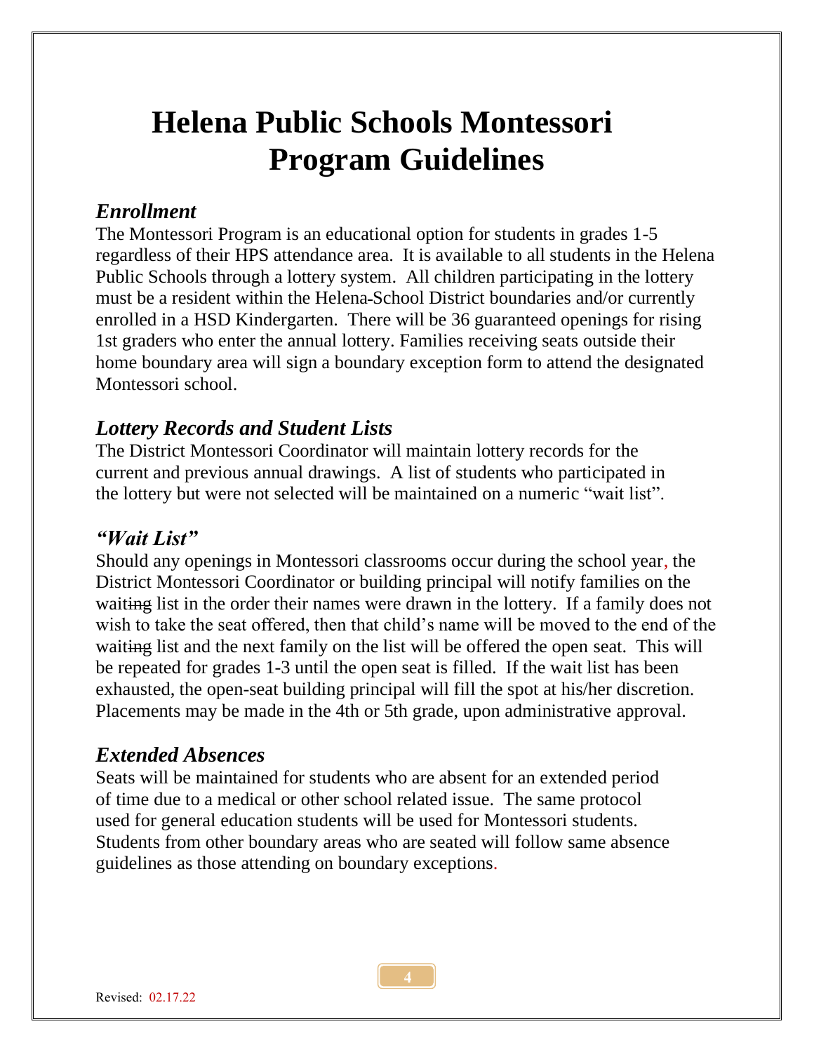# Helena Public Schools Montessori Program Guidelines

### *Enrollment*

The Montessori Program is an educational option for students in grades 1-5 regardless of their HPS attendance area. It is available to all students in the Helena Public Schools through a lottery system. All children participating in the lottery must be a resident within the Helena School District boundaries and/or currently enrolled in a HSD Kindergarten. There will be 36 guaranteed openings for rising 1st graders who enter the annual lottery. Families receiving seats outside their home boundary area will sign a boundary exception form to attend the designated Montessori school.

### *Lottery Records and Student Lists*

The District Montessori Coordinator will maintain lottery records for the current and previous annual drawings. A list of students who participated in the lottery but were not selected will be maintained on a numeric "wait list".

### *"Wait List"*

Should any openings in Montessori classrooms occur during the school year, the District Montessori Coordinator or building principal will notify families on the waiting list in the order their names were drawn in the lottery. If a family does not wish to take the seat offered, then that child's name will be moved to the end of the waiting list and the next family on the list will be offered the open seat. This will be repeated for grades 1-3 until the open seat is filled. If the wait list has been exhausted, the open-seat building principal will fill the spot at his/her discretion. Placements may be made in the 4th or 5th grade, upon administrative approval.

### *Extended Absences*

Seats will be maintained for students who are absent for an extended period of time due to a medical or other school related issue. The same protocol used for general education students will be used for Montessori students. Students from other boundary areas who are seated will follow same absence guidelines as those attending on boundary exceptions.

Revised: 02.17.22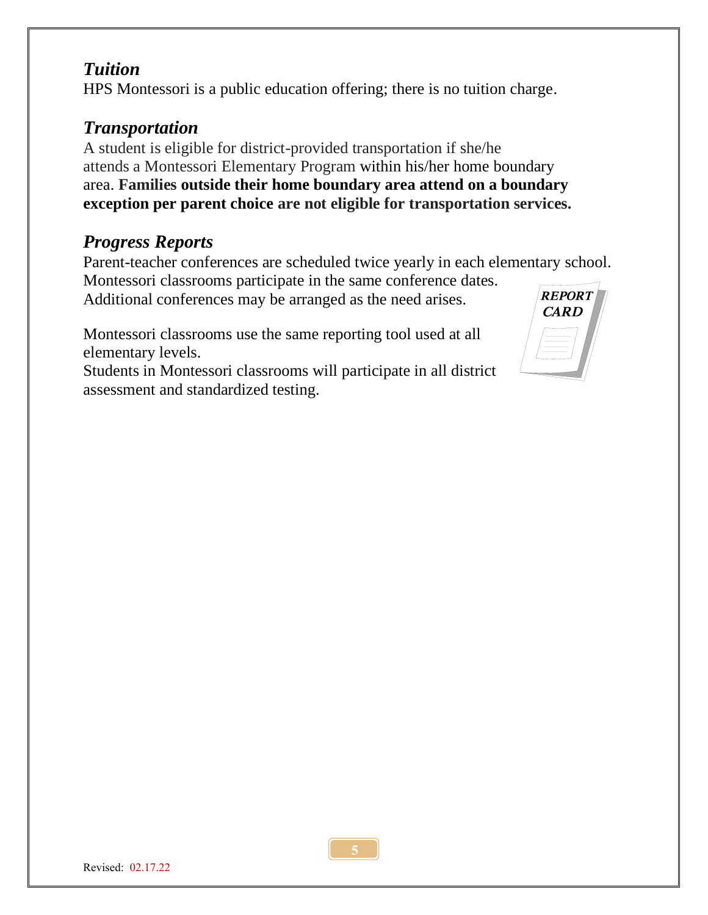## *Tuition*

HPS Montessori is a public education offering; there is no tuition charge.

## *Transportation*

A student is eligible for district-provided transportation if she/he attends a Montessori Elementary Program within his/her home boundary area. **Families outside their home boundary area attend on a boundary exception per parent choice are not eligible for transportation services.**

## *Progress Reports*

Parent-teacher conferences are scheduled twice yearly in each elementary school. Montessori classrooms participate in the same conference dates. Additional conferences may be arranged as the need arises.

Montessori classrooms use the same reporting tool used at all elementary levels.
Students in Montessori classrooms will participate in all district assessment and standardized testing.

Revised: 02.17.22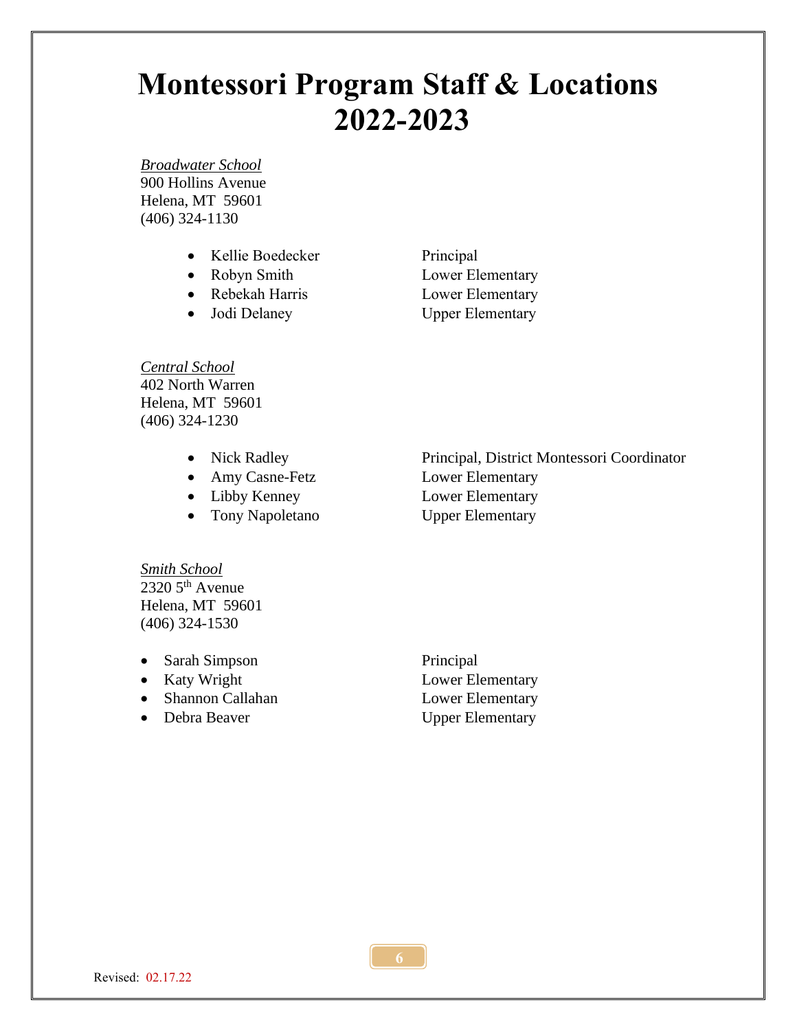# Montessori Program Staff & Locations 2022-2023

*Broadwater School*
900 Hollins Avenue
Helena, MT 59601
(406) 324-1130

- Kellie Boedecker — Principal
- Robyn Smith — Lower Elementary
- Rebekah Harris — Lower Elementary
- Jodi Delaney — Upper Elementary

*Central School*
402 North Warren
Helena, MT 59601
(406) 324-1230

- Nick Radley — Principal, District Montessori Coordinator
- Amy Casne-Fetz — Lower Elementary
- Libby Kenney — Lower Elementary
- Tony Napoletano — Upper Elementary

*Smith School*
2320 5th Avenue
Helena, MT 59601
(406) 324-1530

- Sarah Simpson — Principal
- Katy Wright — Lower Elementary
- Shannon Callahan — Lower Elementary
- Debra Beaver — Upper Elementary

Revised: 02.17.22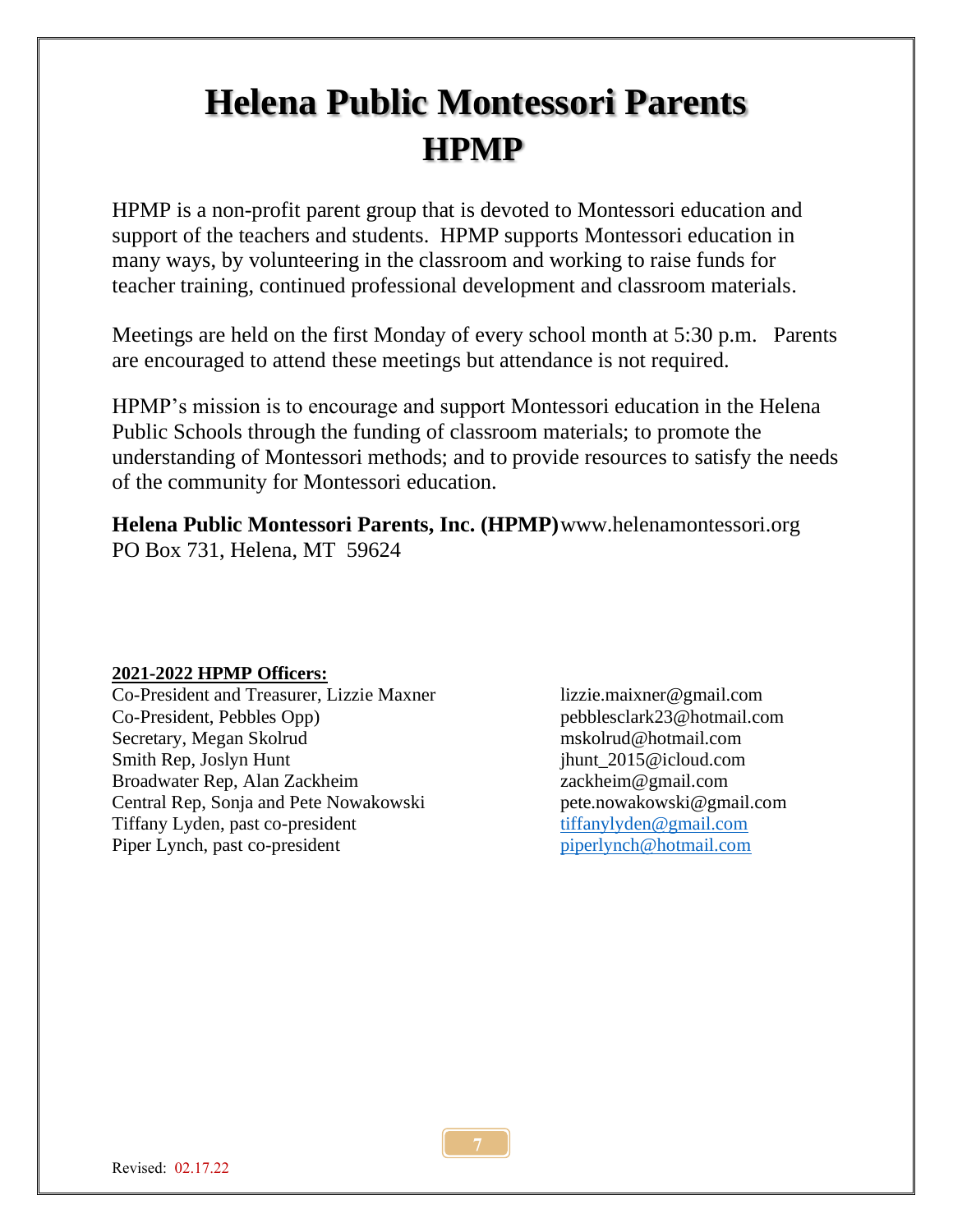# Helena Public Montessori Parents
# HPMP

HPMP is a non-profit parent group that is devoted to Montessori education and support of the teachers and students. HPMP supports Montessori education in many ways, by volunteering in the classroom and working to raise funds for teacher training, continued professional development and classroom materials.

Meetings are held on the first Monday of every school month at 5:30 p.m. Parents are encouraged to attend these meetings but attendance is not required.

HPMP's mission is to encourage and support Montessori education in the Helena Public Schools through the funding of classroom materials; to promote the understanding of Montessori methods; and to provide resources to satisfy the needs of the community for Montessori education.

**Helena Public Montessori Parents, Inc. (HPMP)** www.helenamontessori.org
PO Box 731, Helena, MT 59624

**2021-2022 HPMP Officers:**

| | |
|---|---|
| Co-President and Treasurer, Lizzie Maxner | lizzie.maixner@gmail.com |
| Co-President, Pebbles Opp) | pebblesclark23@hotmail.com |
| Secretary, Megan Skolrud | mskolrud@hotmail.com |
| Smith Rep, Joslyn Hunt | jhunt_2015@icloud.com |
| Broadwater Rep, Alan Zackheim | zackheim@gmail.com |
| Central Rep, Sonja and Pete Nowakowski | pete.nowakowski@gmail.com |
| Tiffany Lyden, past co-president | tiffanylyden@gmail.com |
| Piper Lynch, past co-president | piperlynch@hotmail.com |

Revised: 02.17.22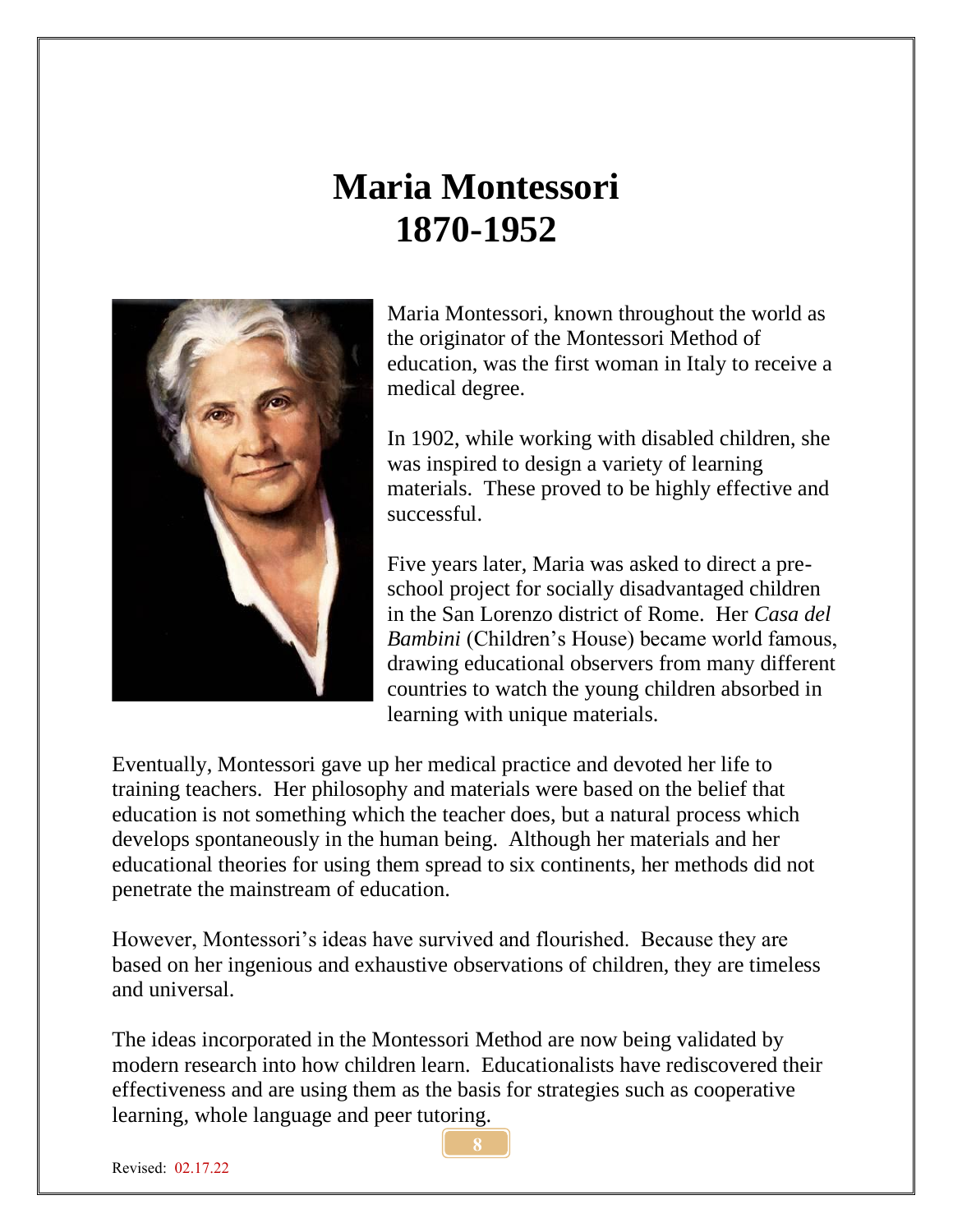# Maria Montessori
# 1870-1952

Maria Montessori, known throughout the world as the originator of the Montessori Method of education, was the first woman in Italy to receive a medical degree.

In 1902, while working with disabled children, she was inspired to design a variety of learning materials. These proved to be highly effective and successful.

Five years later, Maria was asked to direct a pre-school project for socially disadvantaged children in the San Lorenzo district of Rome. Her *Casa del Bambini* (Children's House) became world famous, drawing educational observers from many different countries to watch the young children absorbed in learning with unique materials.

Eventually, Montessori gave up her medical practice and devoted her life to training teachers. Her philosophy and materials were based on the belief that education is not something which the teacher does, but a natural process which develops spontaneously in the human being. Although her materials and her educational theories for using them spread to six continents, her methods did not penetrate the mainstream of education.

However, Montessori's ideas have survived and flourished. Because they are based on her ingenious and exhaustive observations of children, they are timeless and universal.

The ideas incorporated in the Montessori Method are now being validated by modern research into how children learn. Educationalists have rediscovered their effectiveness and are using them as the basis for strategies such as cooperative learning, whole language and peer tutoring.

Revised: 02.17.22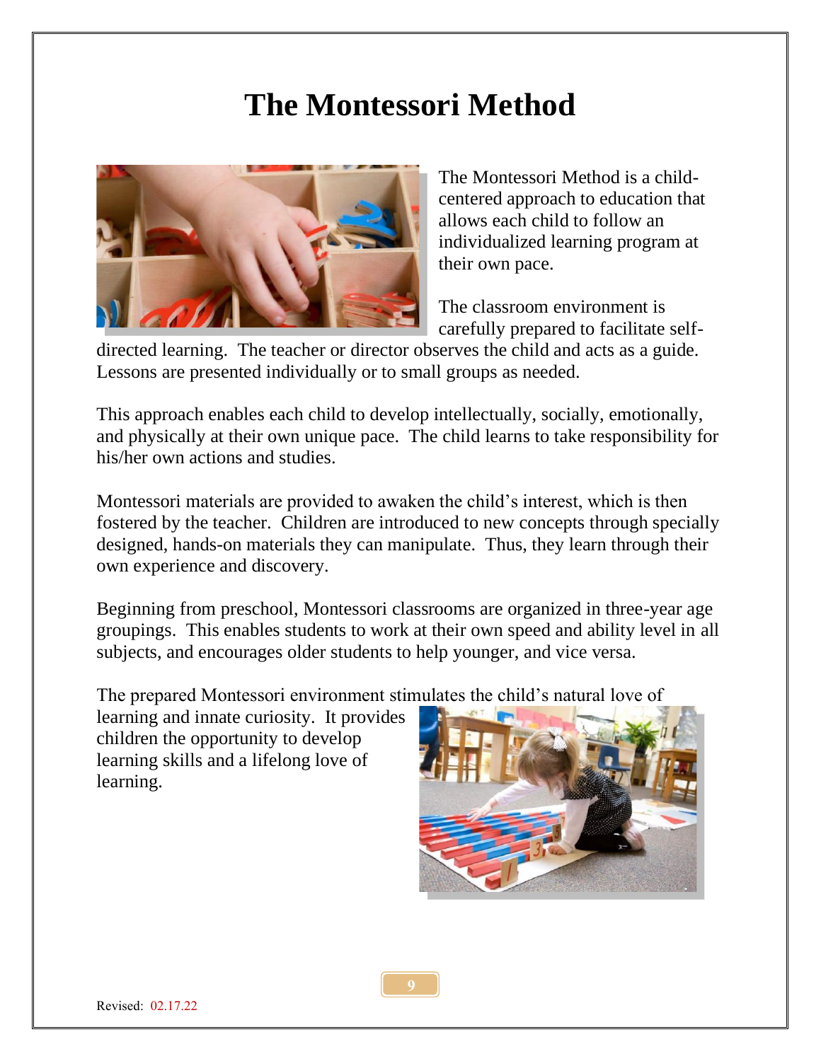# The Montessori Method

The Montessori Method is a child-centered approach to education that allows each child to follow an individualized learning program at their own pace.

The classroom environment is carefully prepared to facilitate self-directed learning. The teacher or director observes the child and acts as a guide. Lessons are presented individually or to small groups as needed.

This approach enables each child to develop intellectually, socially, emotionally, and physically at their own unique pace. The child learns to take responsibility for his/her own actions and studies.

Montessori materials are provided to awaken the child's interest, which is then fostered by the teacher. Children are introduced to new concepts through specially designed, hands-on materials they can manipulate. Thus, they learn through their own experience and discovery.

Beginning from preschool, Montessori classrooms are organized in three-year age groupings. This enables students to work at their own speed and ability level in all subjects, and encourages older students to help younger, and vice versa.

The prepared Montessori environment stimulates the child's natural love of learning and innate curiosity. It provides children the opportunity to develop learning skills and a lifelong love of learning.

Revised: 02.17.22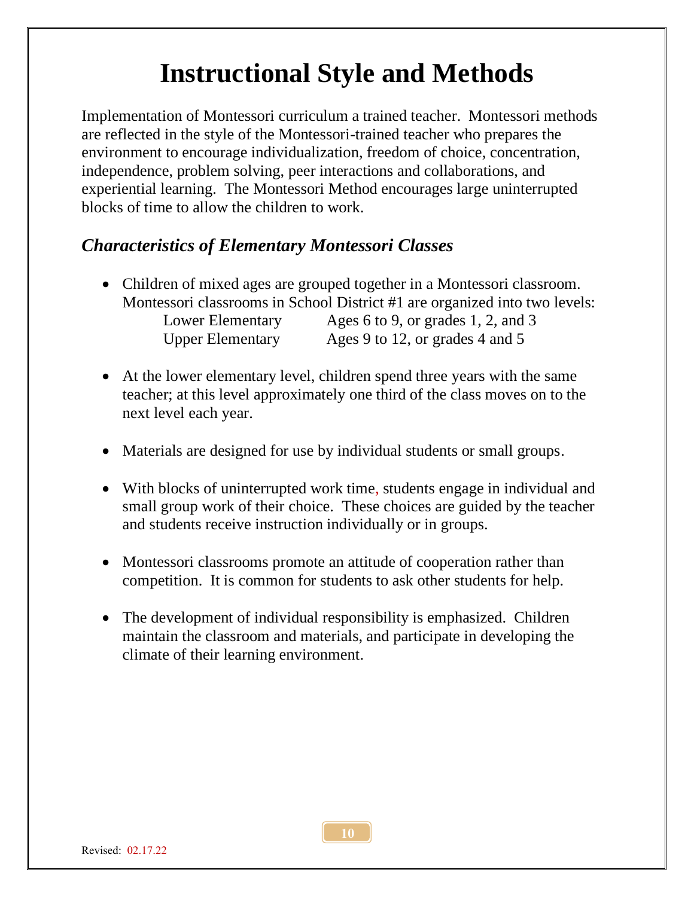# Instructional Style and Methods

Implementation of Montessori curriculum a trained teacher. Montessori methods are reflected in the style of the Montessori-trained teacher who prepares the environment to encourage individualization, freedom of choice, concentration, independence, problem solving, peer interactions and collaborations, and experiential learning. The Montessori Method encourages large uninterrupted blocks of time to allow the children to work.

## *Characteristics of Elementary Montessori Classes*

- Children of mixed ages are grouped together in a Montessori classroom. Montessori classrooms in School District #1 are organized into two levels:

  | | |
  |---|---|
  | Lower Elementary | Ages 6 to 9, or grades 1, 2, and 3 |
  | Upper Elementary | Ages 9 to 12, or grades 4 and 5 |

- At the lower elementary level, children spend three years with the same teacher; at this level approximately one third of the class moves on to the next level each year.

- Materials are designed for use by individual students or small groups.

- With blocks of uninterrupted work time, students engage in individual and small group work of their choice. These choices are guided by the teacher and students receive instruction individually or in groups.

- Montessori classrooms promote an attitude of cooperation rather than competition. It is common for students to ask other students for help.

- The development of individual responsibility is emphasized. Children maintain the classroom and materials, and participate in developing the climate of their learning environment.

Revised: 02.17.22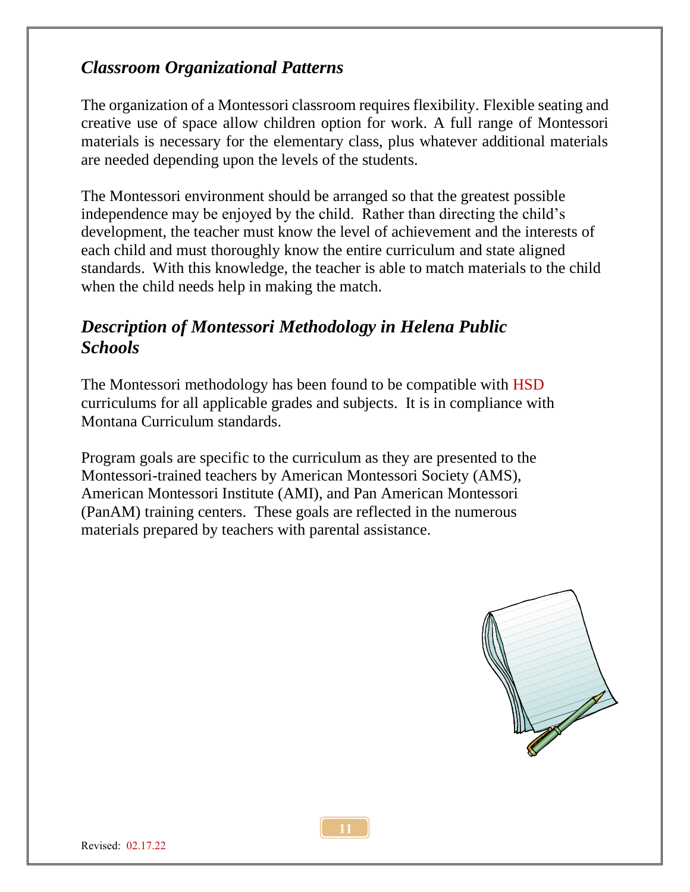## *Classroom Organizational Patterns*

The organization of a Montessori classroom requires flexibility. Flexible seating and creative use of space allow children option for work. A full range of Montessori materials is necessary for the elementary class, plus whatever additional materials are needed depending upon the levels of the students.

The Montessori environment should be arranged so that the greatest possible independence may be enjoyed by the child. Rather than directing the child's development, the teacher must know the level of achievement and the interests of each child and must thoroughly know the entire curriculum and state aligned standards. With this knowledge, the teacher is able to match materials to the child when the child needs help in making the match.

## *Description of Montessori Methodology in Helena Public Schools*

The Montessori methodology has been found to be compatible with HSD curriculums for all applicable grades and subjects. It is in compliance with Montana Curriculum standards.

Program goals are specific to the curriculum as they are presented to the Montessori-trained teachers by American Montessori Society (AMS), American Montessori Institute (AMI), and Pan American Montessori (PanAM) training centers. These goals are reflected in the numerous materials prepared by teachers with parental assistance.

Revised: 02.17.22